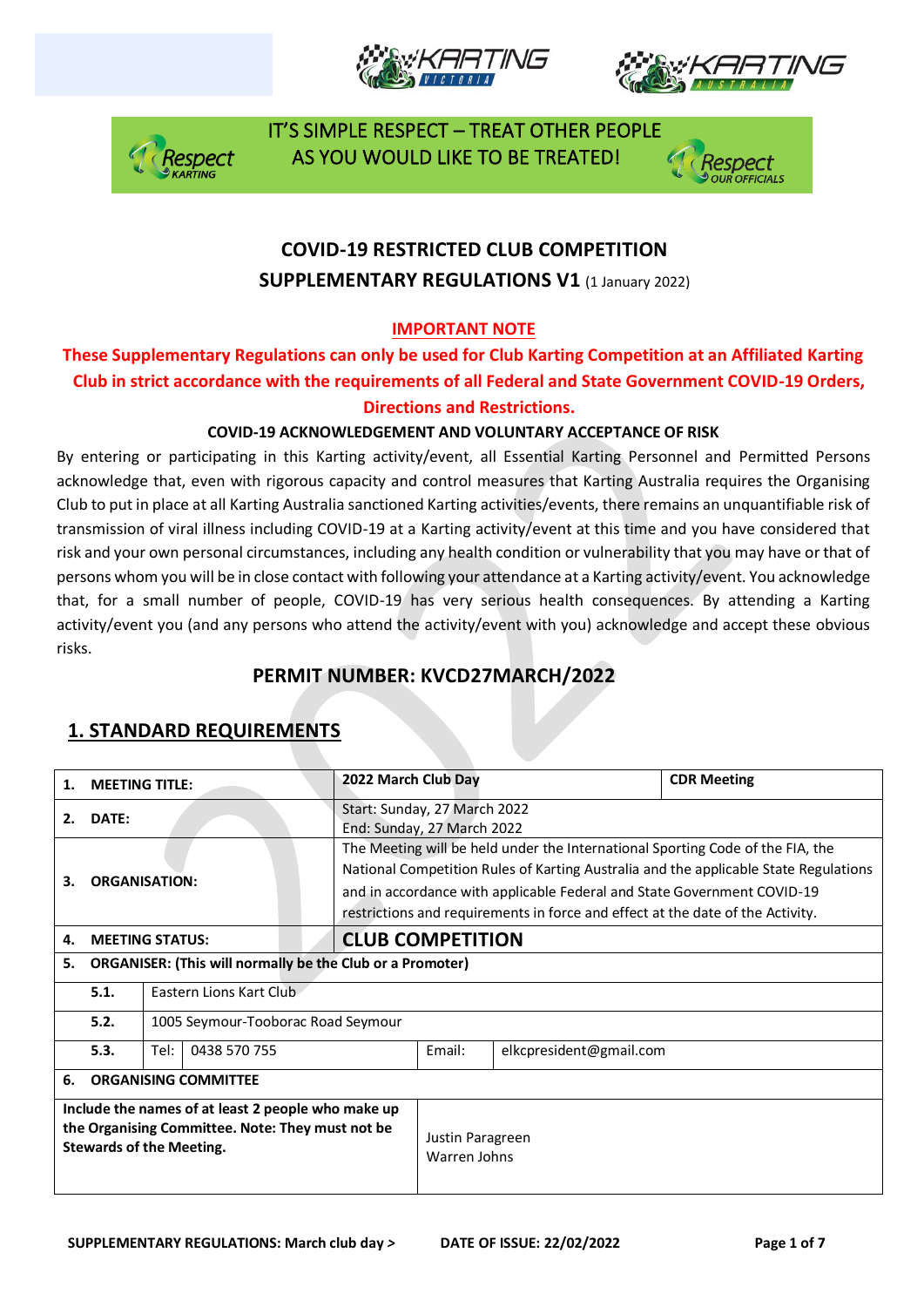IT'S SIMPLE RESPECT – TREAT OTHER PEOPLE AS YOU WOULD LIKE TO BE TREATED!

# COVID-19 RESTRICTED CLUB COMPETITION SUPPLEMENTARY REGULATIONS V1 (1 January 2022)

**IMPORTANT NOTE**

**These Supplementary Regulations can only be used for Club Karting Competition at an Affiliated Karting Club in strict accordance with the requirements of all Federal and State Government COVID-19 Orders, Directions and Restrictions.**

**COVID-19 ACKNOWLEDGEMENT AND VOLUNTARY ACCEPTANCE OF RISK**

By entering or participating in this Karting activity/event, all Essential Karting Personnel and Permitted Persons acknowledge that, even with rigorous capacity and control measures that Karting Australia requires the Organising Club to put in place at all Karting Australia sanctioned Karting activities/events, there remains an unquantifiable risk of transmission of viral illness including COVID-19 at a Karting activity/event at this time and you have considered that risk and your own personal circumstances, including any health condition or vulnerability that you may have or that of persons whom you will be in close contact with following your attendance at a Karting activity/event. You acknowledge that, for a small number of people, COVID-19 has very serious health consequences. By attending a Karting activity/event you (and any persons who attend the activity/event with you) acknowledge and accept these obvious risks.

## PERMIT NUMBER: KVCD27MARCH/2022

## 1. STANDARD REQUIREMENTS

| | | | | |
|---|---|---|---|---|
| **1. MEETING TITLE:** | | **2022 March Club Day** | | **CDR Meeting** |
| **2. DATE:** | | Start: Sunday, 27 March 2022<br>End: Sunday, 27 March 2022 | | |
| **3. ORGANISATION:** | | The Meeting will be held under the International Sporting Code of the FIA, the National Competition Rules of Karting Australia and the applicable State Regulations and in accordance with applicable Federal and State Government COVID-19 restrictions and requirements in force and effect at the date of the Activity. | | |
| **4. MEETING STATUS:** | | **CLUB COMPETITION** | | |
| **5. ORGANISER: (This will normally be the Club or a Promoter)** | | | | |
| **5.1.** | Eastern Lions Kart Club | | | |
| **5.2.** | 1005 Seymour-Tooborac Road Seymour | | | |
| **5.3.** | Tel: 0438 570 755 | | Email: | elkcpresident@gmail.com |
| **6. ORGANISING COMMITTEE** | | | | |
| **Include the names of at least 2 people who make up the Organising Committee. Note: They must not be Stewards of the Meeting.** | | Justin Paragreen<br>Warren Johns | | |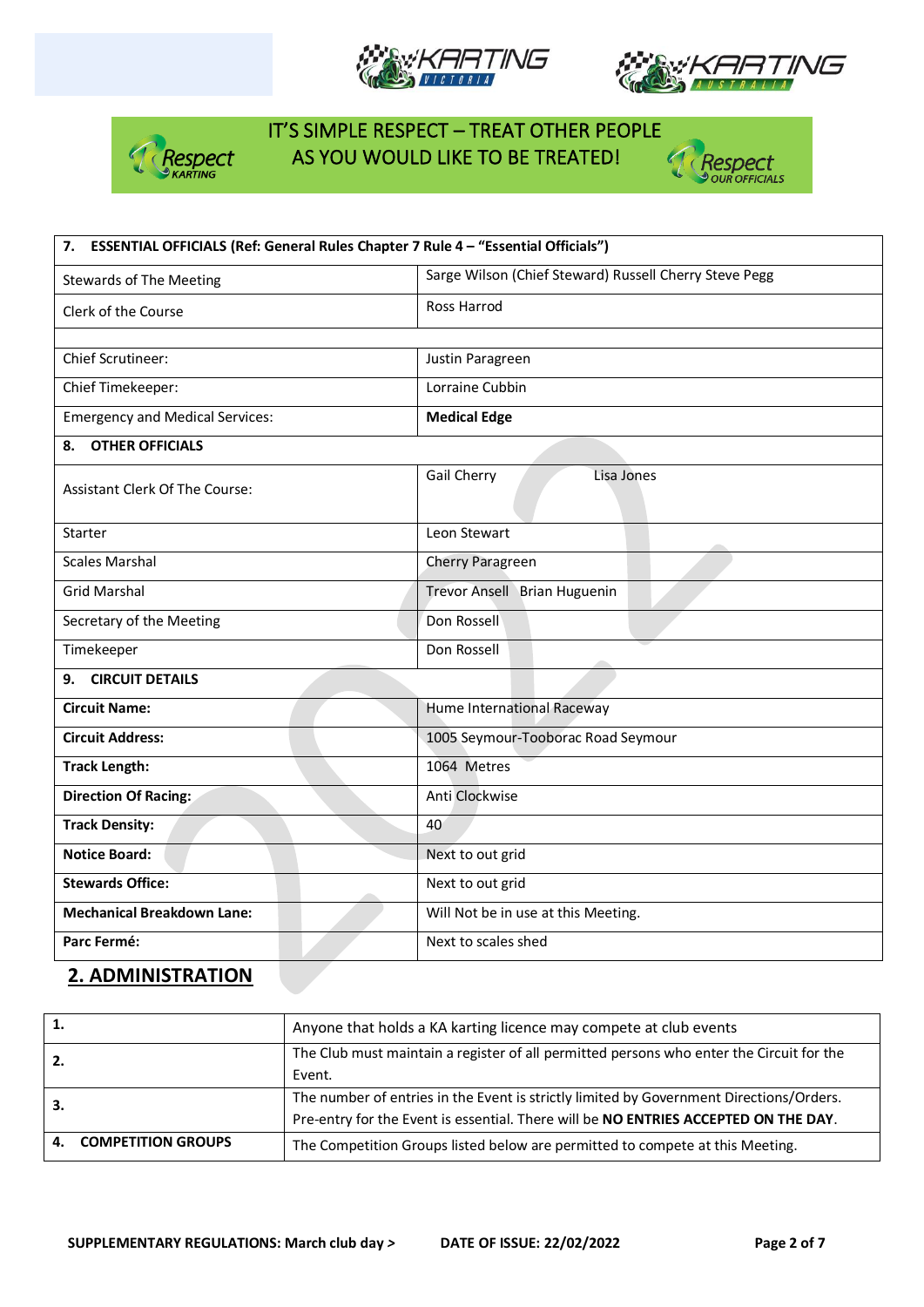IT'S SIMPLE RESPECT – TREAT OTHER PEOPLE AS YOU WOULD LIKE TO BE TREATED!

| **7. ESSENTIAL OFFICIALS (Ref: General Rules Chapter 7 Rule 4 – "Essential Officials")** | |
|---|---|
| Stewards of The Meeting | Sarge Wilson (Chief Steward) Russell Cherry Steve Pegg |
| Clerk of the Course | Ross Harrod |
| | |
| Chief Scrutineer: | Justin Paragreen |
| Chief Timekeeper: | Lorraine Cubbin |
| Emergency and Medical Services: | **Medical Edge** |
| **8. OTHER OFFICIALS** | |
| Assistant Clerk Of The Course: | Gail Cherry Lisa Jones |
| Starter | Leon Stewart |
| Scales Marshal | Cherry Paragreen |
| Grid Marshal | Trevor Ansell Brian Huguenin |
| Secretary of the Meeting | Don Rossell |
| Timekeeper | Don Rossell |
| **9. CIRCUIT DETAILS** | |
| **Circuit Name:** | Hume International Raceway |
| **Circuit Address:** | 1005 Seymour-Tooborac Road Seymour |
| **Track Length:** | 1064 Metres |
| **Direction Of Racing:** | Anti Clockwise |
| **Track Density:** | 40 |
| **Notice Board:** | Next to out grid |
| **Stewards Office:** | Next to out grid |
| **Mechanical Breakdown Lane:** | Will Not be in use at this Meeting. |
| **Parc Fermé:** | Next to scales shed |

## 2. ADMINISTRATION

| | |
|---|---|
| **1.** | Anyone that holds a KA karting licence may compete at club events |
| **2.** | The Club must maintain a register of all permitted persons who enter the Circuit for the Event. |
| **3.** | The number of entries in the Event is strictly limited by Government Directions/Orders. Pre-entry for the Event is essential. There will be **NO ENTRIES ACCEPTED ON THE DAY**. |
| **4. COMPETITION GROUPS** | The Competition Groups listed below are permitted to compete at this Meeting. |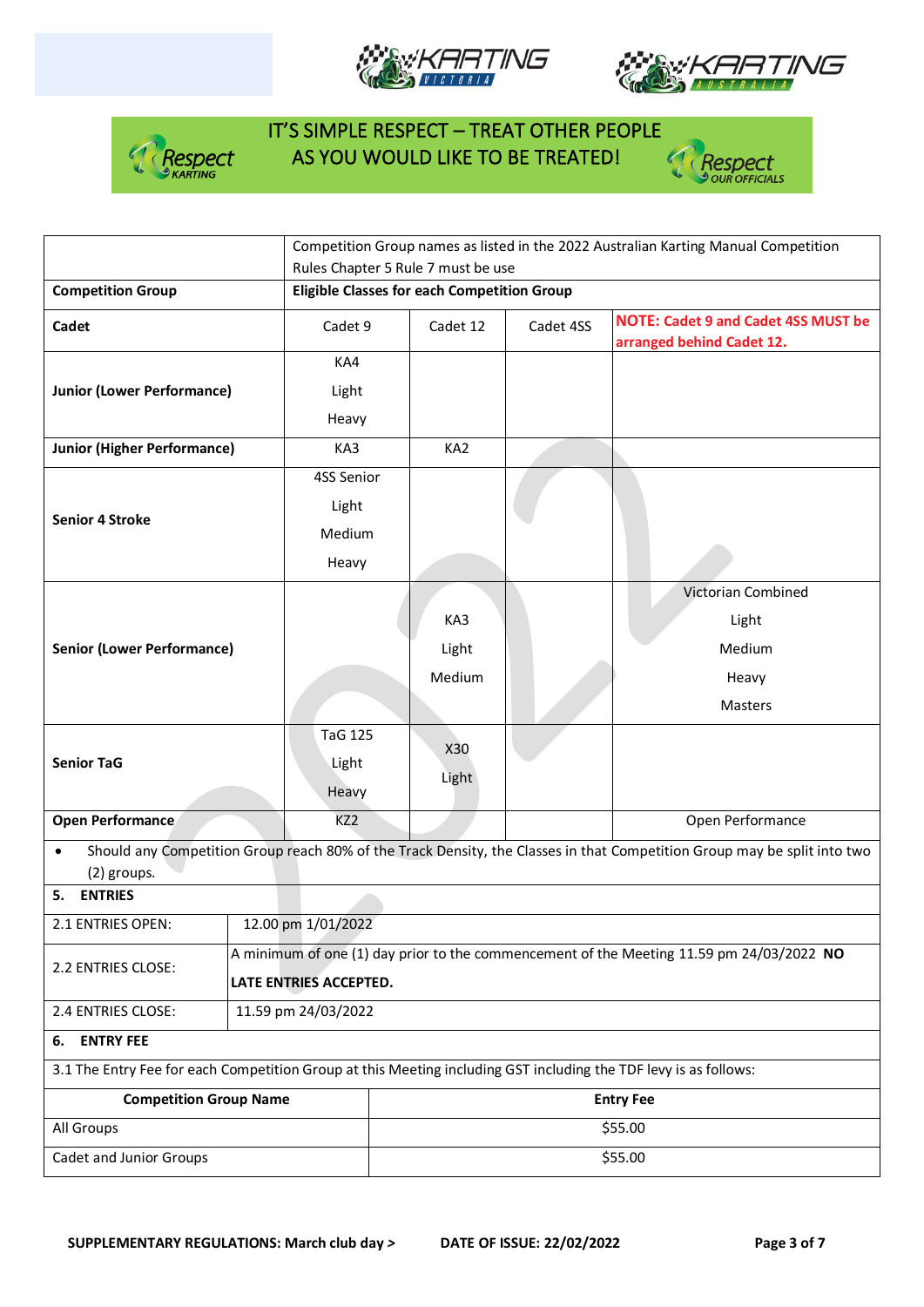IT'S SIMPLE RESPECT – TREAT OTHER PEOPLE AS YOU WOULD LIKE TO BE TREATED!

| | Competition Group names as listed in the 2022 Australian Karting Manual Competition Rules Chapter 5 Rule 7 must be use | | | |
|---|---|---|---|---|
| **Competition Group** | **Eligible Classes for each Competition Group** | | | |
| **Cadet** | Cadet 9 | Cadet 12 | Cadet 4SS | **NOTE: Cadet 9 and Cadet 4SS MUST be arranged behind Cadet 12.** |
| **Junior (Lower Performance)** | KA4 Light Heavy | | | |
| **Junior (Higher Performance)** | KA3 | KA2 | | |
| **Senior 4 Stroke** | 4SS Senior Light Medium Heavy | | | |
| **Senior (Lower Performance)** | | KA3 Light Medium | | Victorian Combined Light Medium Heavy Masters |
| **Senior TaG** | TaG 125 Light Heavy | X30 Light | | |
| **Open Performance** | KZ2 | | | Open Performance |

- Should any Competition Group reach 80% of the Track Density, the Classes in that Competition Group may be split into two (2) groups.

## 5. ENTRIES

| | |
|---|---|
| 2.1 ENTRIES OPEN: | 12.00 pm 1/01/2022 |
| 2.2 ENTRIES CLOSE: | A minimum of one (1) day prior to the commencement of the Meeting 11.59 pm 24/03/2022 **NO LATE ENTRIES ACCEPTED.** |
| 2.4 ENTRIES CLOSE: | 11.59 pm 24/03/2022 |

## 6. ENTRY FEE

3.1 The Entry Fee for each Competition Group at this Meeting including GST including the TDF levy is as follows:

| Competition Group Name | Entry Fee |
|---|---|
| All Groups | $55.00 |
| Cadet and Junior Groups | $55.00 |

**SUPPLEMENTARY REGULATIONS: March club day >** **DATE OF ISSUE: 22/02/2022**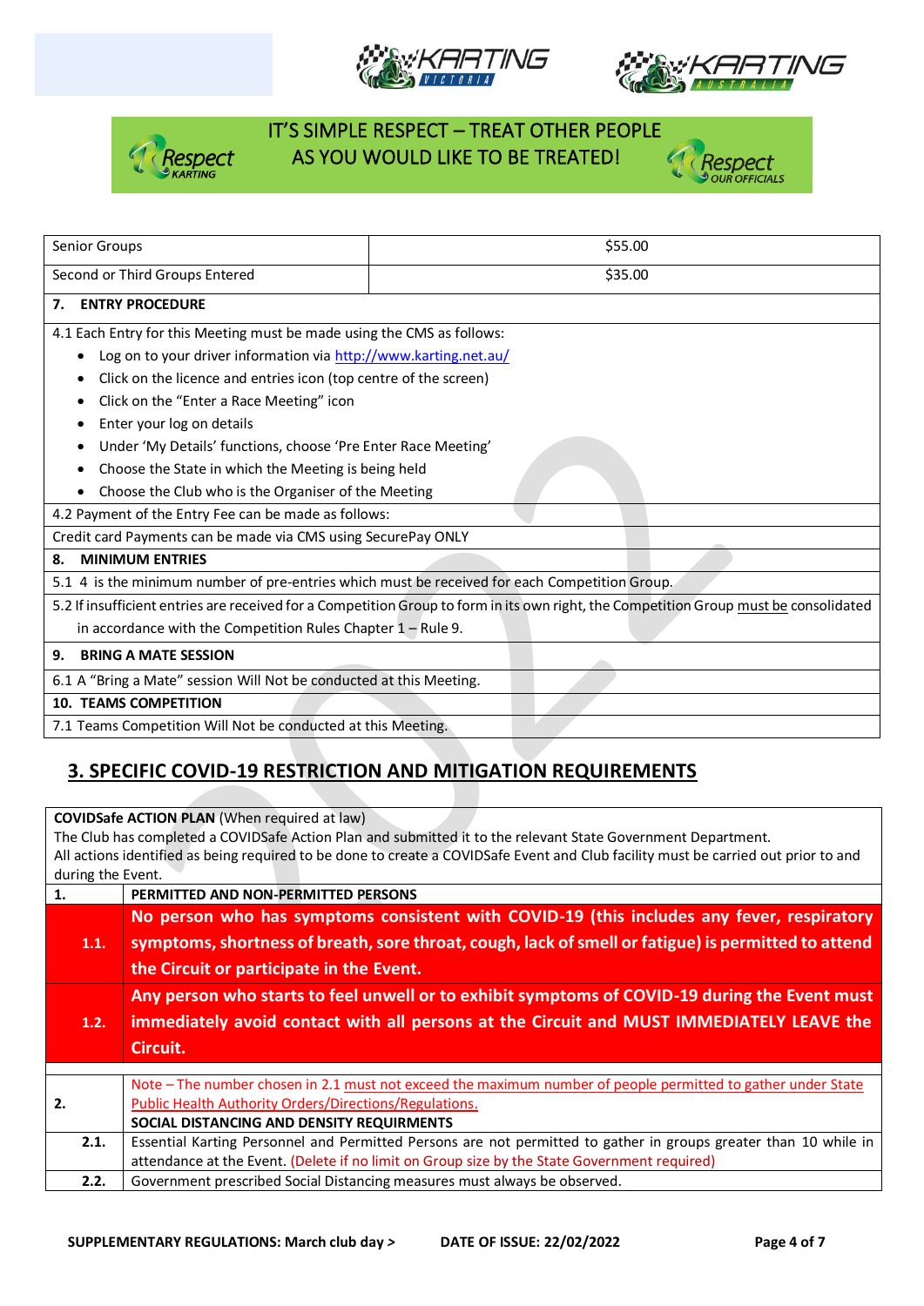IT'S SIMPLE RESPECT – TREAT OTHER PEOPLE AS YOU WOULD LIKE TO BE TREATED!

| | |
|---|---|
| Senior Groups | $55.00 |
| Second or Third Groups Entered | $35.00 |

**7. ENTRY PROCEDURE**

4.1 Each Entry for this Meeting must be made using the CMS as follows:

- Log on to your driver information via http://www.karting.net.au/
- Click on the licence and entries icon (top centre of the screen)
- Click on the "Enter a Race Meeting" icon
- Enter your log on details
- Under 'My Details' functions, choose 'Pre Enter Race Meeting'
- Choose the State in which the Meeting is being held
- Choose the Club who is the Organiser of the Meeting

4.2 Payment of the Entry Fee can be made as follows:

Credit card Payments can be made via CMS using SecurePay ONLY

**8. MINIMUM ENTRIES**

5.1 4 is the minimum number of pre-entries which must be received for each Competition Group.

5.2 If insufficient entries are received for a Competition Group to form in its own right, the Competition Group must be consolidated in accordance with the Competition Rules Chapter 1 – Rule 9.

**9. BRING A MATE SESSION**

6.1 A "Bring a Mate" session Will Not be conducted at this Meeting.

**10. TEAMS COMPETITION**

7.1 Teams Competition Will Not be conducted at this Meeting.

## 3. SPECIFIC COVID-19 RESTRICTION AND MITIGATION REQUIREMENTS

**COVIDSafe ACTION PLAN** (When required at law)
The Club has completed a COVIDSafe Action Plan and submitted it to the relevant State Government Department.
All actions identified as being required to be done to create a COVIDSafe Event and Club facility must be carried out prior to and during the Event.

| | |
|---|---|
| **1.** | **PERMITTED AND NON-PERMITTED PERSONS** |
| **1.1.** | **No person who has symptoms consistent with COVID-19 (this includes any fever, respiratory symptoms, shortness of breath, sore throat, cough, lack of smell or fatigue) is permitted to attend the Circuit or participate in the Event.** |
| **1.2.** | **Any person who starts to feel unwell or to exhibit symptoms of COVID-19 during the Event must immediately avoid contact with all persons at the Circuit and MUST IMMEDIATELY LEAVE the Circuit.** |
| | |
| **2.** | Note – The number chosen in 2.1 must not exceed the maximum number of people permitted to gather under State Public Health Authority Orders/Directions/Regulations. **SOCIAL DISTANCING AND DENSITY REQUIRMENTS** |
| **2.1.** | Essential Karting Personnel and Permitted Persons are not permitted to gather in groups greater than 10 while in attendance at the Event. (Delete if no limit on Group size by the State Government required) |
| **2.2.** | Government prescribed Social Distancing measures must always be observed. |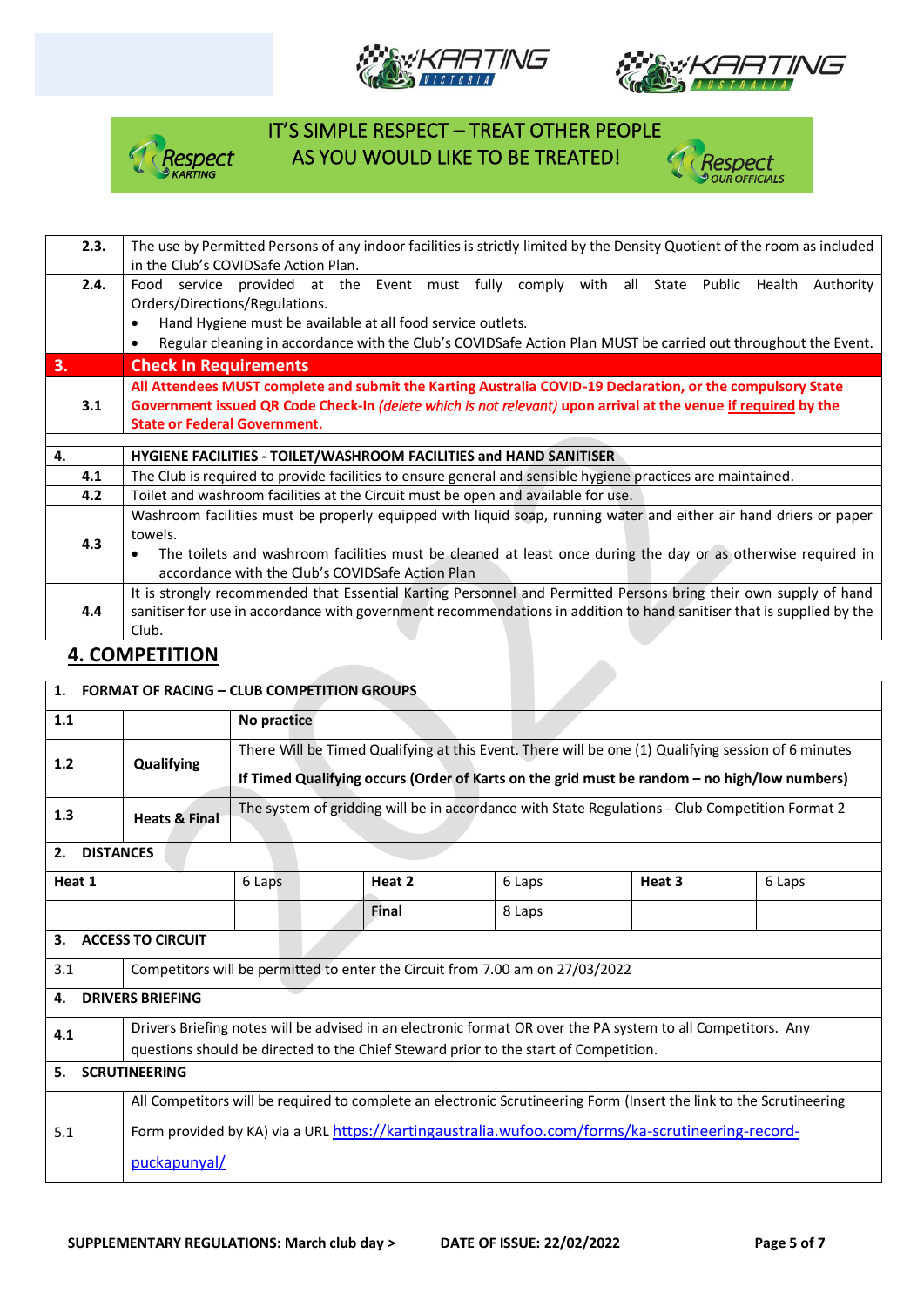IT'S SIMPLE RESPECT – TREAT OTHER PEOPLE AS YOU WOULD LIKE TO BE TREATED!

| | |
|---|---|
| **2.3.** | The use by Permitted Persons of any indoor facilities is strictly limited by the Density Quotient of the room as included in the Club's COVIDSafe Action Plan. |
| **2.4.** | Food service provided at the Event must fully comply with all State Public Health Authority Orders/Directions/Regulations.<br>• Hand Hygiene must be available at all food service outlets.<br>• Regular cleaning in accordance with the Club's COVIDSafe Action Plan MUST be carried out throughout the Event. |
| **3.** | **Check In Requirements** |
| **3.1** | **All Attendees MUST complete and submit the Karting Australia COVID-19 Declaration, or the compulsory State Government issued QR Code Check-In *(delete which is not relevant)* upon arrival at the venue if required by the State or Federal Government.** |
| **4.** | **HYGIENE FACILITIES - TOILET/WASHROOM FACILITIES and HAND SANITISER** |
| **4.1** | The Club is required to provide facilities to ensure general and sensible hygiene practices are maintained. |
| **4.2** | Toilet and washroom facilities at the Circuit must be open and available for use. |
| **4.3** | Washroom facilities must be properly equipped with liquid soap, running water and either air hand driers or paper towels.<br>• The toilets and washroom facilities must be cleaned at least once during the day or as otherwise required in accordance with the Club's COVIDSafe Action Plan |
| **4.4** | It is strongly recommended that Essential Karting Personnel and Permitted Persons bring their own supply of hand sanitiser for use in accordance with government recommendations in addition to hand sanitiser that is supplied by the Club. |

## 4. COMPETITION

| **1. FORMAT OF RACING – CLUB COMPETITION GROUPS** | | |
|---|---|---|
| **1.1** | | **No practice** |
| **1.2** | **Qualifying** | There Will be Timed Qualifying at this Event. There will be one (1) Qualifying session of 6 minutes<br>**If Timed Qualifying occurs (Order of Karts on the grid must be random – no high/low numbers)** |
| **1.3** | **Heats & Final** | The system of gridding will be in accordance with State Regulations - Club Competition Format 2 |

**2. DISTANCES**

| **Heat 1** | 6 Laps | **Heat 2** | 6 Laps | **Heat 3** | 6 Laps |
|---|---|---|---|---|---|
| | | **Final** | 8 Laps | | |

| | |
|---|---|
| **3.** | **ACCESS TO CIRCUIT** |
| 3.1 | Competitors will be permitted to enter the Circuit from 7.00 am on 27/03/2022 |
| **4.** | **DRIVERS BRIEFING** |
| **4.1** | Drivers Briefing notes will be advised in an electronic format OR over the PA system to all Competitors. Any questions should be directed to the Chief Steward prior to the start of Competition. |
| **5.** | **SCRUTINEERING** |
| 5.1 | All Competitors will be required to complete an electronic Scrutineering Form (Insert the link to the Scrutineering Form provided by KA) via a URL https://kartingaustralia.wufoo.com/forms/ka-scrutineering-record-puckapunyal/ |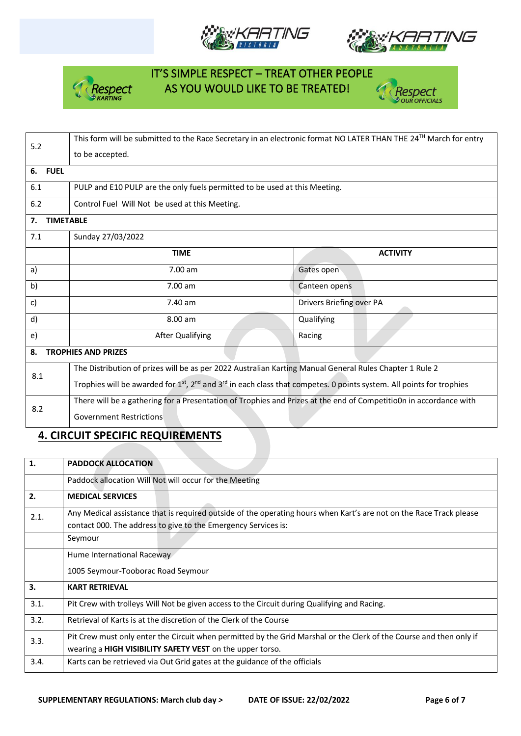IT'S SIMPLE RESPECT – TREAT OTHER PEOPLE AS YOU WOULD LIKE TO BE TREATED!

| | | |
|---|---|---|
| 5.2 | This form will be submitted to the Race Secretary in an electronic format NO LATER THAN THE 24TH March for entry to be accepted. | |
| **6. FUEL** | | |
| 6.1 | PULP and E10 PULP are the only fuels permitted to be used at this Meeting. | |
| 6.2 | Control Fuel Will Not be used at this Meeting. | |
| **7. TIMETABLE** | | |
| 7.1 | Sunday 27/03/2022 | |
| | **TIME** | **ACTIVITY** |
| a) | 7.00 am | Gates open |
| b) | 7.00 am | Canteen opens |
| c) | 7.40 am | Drivers Briefing over PA |
| d) | 8.00 am | Qualifying |
| e) | After Qualifying | Racing |
| **8. TROPHIES AND PRIZES** | | |
| 8.1 | The Distribution of prizes will be as per 2022 Australian Karting Manual General Rules Chapter 1 Rule 2<br>Trophies will be awarded for 1st, 2nd and 3rd in each class that competes. 0 points system. All points for trophies | |
| 8.2 | There will be a gathering for a Presentation of Trophies and Prizes at the end of Competitio0n in accordance with Government Restrictions | |

## 4. CIRCUIT SPECIFIC REQUIREMENTS

| | |
|---|---|
| **1.** | **PADDOCK ALLOCATION** |
| | Paddock allocation Will Not will occur for the Meeting |
| **2.** | **MEDICAL SERVICES** |
| 2.1. | Any Medical assistance that is required outside of the operating hours when Kart's are not on the Race Track please contact 000. The address to give to the Emergency Services is: |
| | Seymour |
| | Hume International Raceway |
| | 1005 Seymour-Tooborac Road Seymour |
| **3.** | **KART RETRIEVAL** |
| 3.1. | Pit Crew with trolleys Will Not be given access to the Circuit during Qualifying and Racing. |
| 3.2. | Retrieval of Karts is at the discretion of the Clerk of the Course |
| 3.3. | Pit Crew must only enter the Circuit when permitted by the Grid Marshal or the Clerk of the Course and then only if wearing a **HIGH VISIBILITY SAFETY VEST** on the upper torso. |
| 3.4. | Karts can be retrieved via Out Grid gates at the guidance of the officials |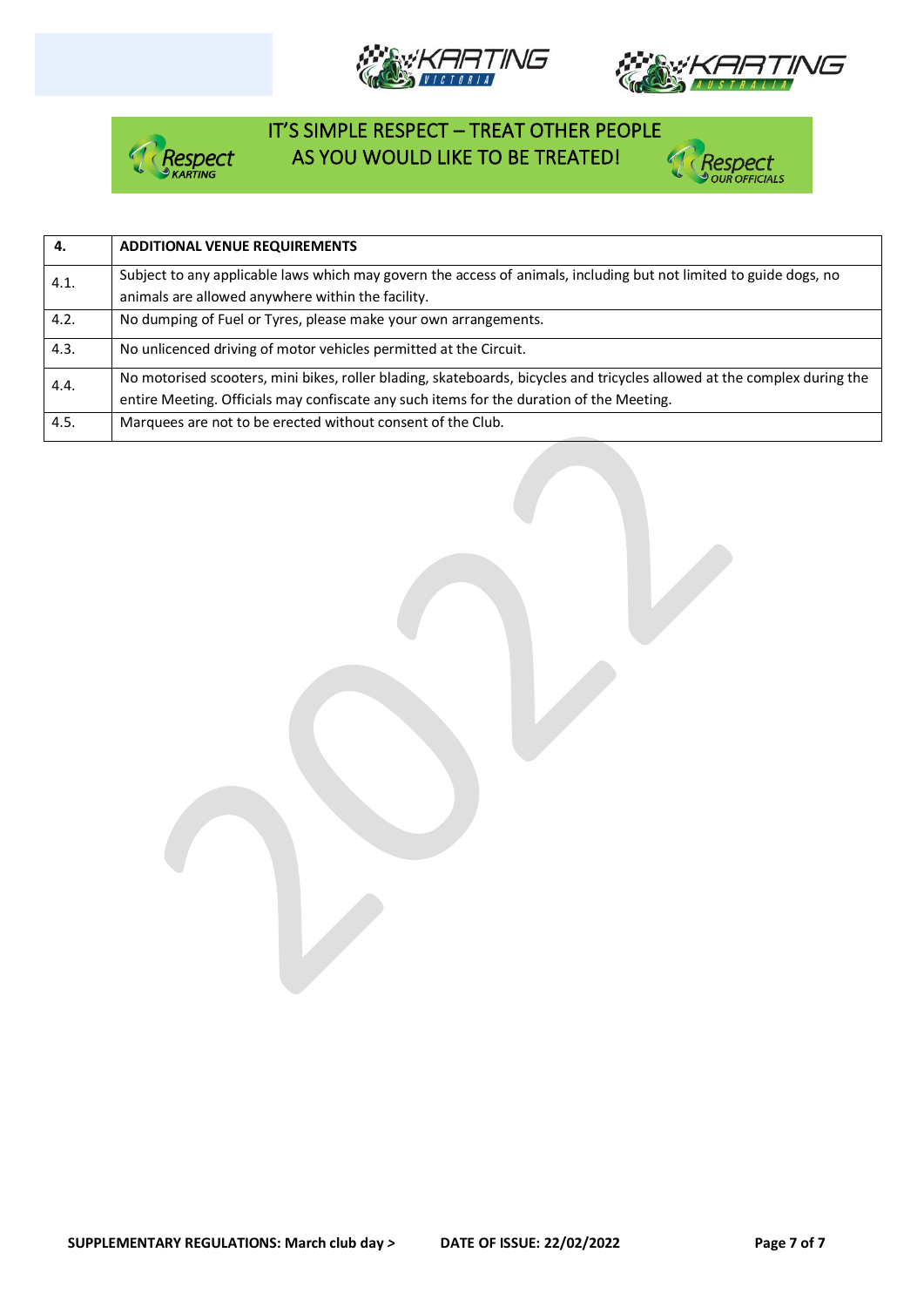IT'S SIMPLE RESPECT – TREAT OTHER PEOPLE AS YOU WOULD LIKE TO BE TREATED!

| 4. | ADDITIONAL VENUE REQUIREMENTS |
|---|---|
| 4.1. | Subject to any applicable laws which may govern the access of animals, including but not limited to guide dogs, no animals are allowed anywhere within the facility. |
| 4.2. | No dumping of Fuel or Tyres, please make your own arrangements. |
| 4.3. | No unlicenced driving of motor vehicles permitted at the Circuit. |
| 4.4. | No motorised scooters, mini bikes, roller blading, skateboards, bicycles and tricycles allowed at the complex during the entire Meeting. Officials may confiscate any such items for the duration of the Meeting. |
| 4.5. | Marquees are not to be erected without consent of the Club. |